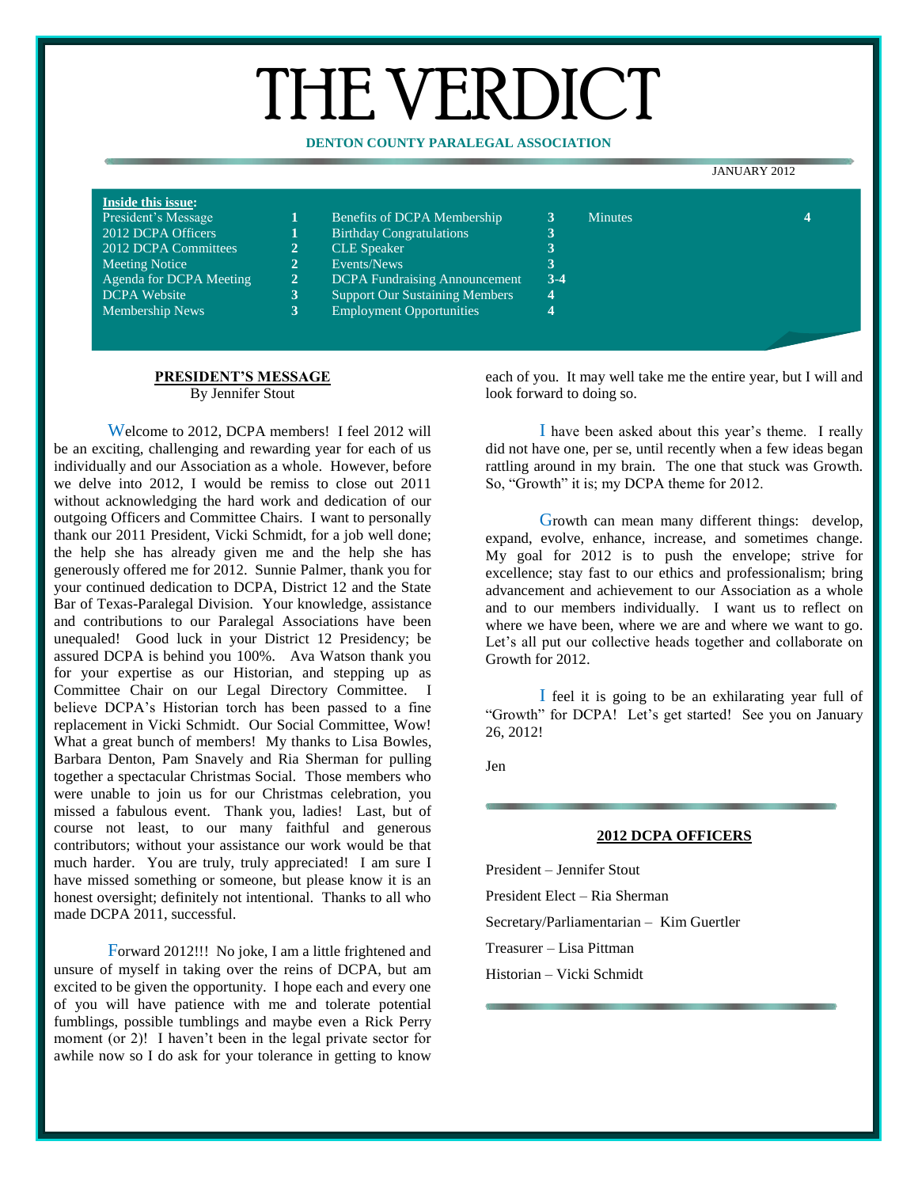# THE VERDICT

**DENTON COUNTY PARALEGAL ASSOCIATION**

JANUARY 2012

**Inside this issue:**

| | | | | | |
|---|---|---|---|---|---|
| President's Message | 1 | Benefits of DCPA Membership | 3 | Minutes | 4 |
| 2012 DCPA Officers | 1 | Birthday Congratulations | 3 | | |
| 2012 DCPA Committees | 2 | CLE Speaker | 3 | | |
| Meeting Notice | 2 | Events/News | 3 | | |
| Agenda for DCPA Meeting | 2 | DCPA Fundraising Announcement | 3-4 | | |
| DCPA Website | 3 | Support Our Sustaining Members | 4 | | |
| Membership News | 3 | Employment Opportunities | 4 | | |

## PRESIDENT'S MESSAGE

By Jennifer Stout

Welcome to 2012, DCPA members! I feel 2012 will be an exciting, challenging and rewarding year for each of us individually and our Association as a whole. However, before we delve into 2012, I would be remiss to close out 2011 without acknowledging the hard work and dedication of our outgoing Officers and Committee Chairs. I want to personally thank our 2011 President, Vicki Schmidt, for a job well done; the help she has already given me and the help she has generously offered me for 2012. Sunnie Palmer, thank you for your continued dedication to DCPA, District 12 and the State Bar of Texas-Paralegal Division. Your knowledge, assistance and contributions to our Paralegal Associations have been unequaled! Good luck in your District 12 Presidency; be assured DCPA is behind you 100%. Ava Watson thank you for your expertise as our Historian, and stepping up as Committee Chair on our Legal Directory Committee. I believe DCPA's Historian torch has been passed to a fine replacement in Vicki Schmidt. Our Social Committee, Wow! What a great bunch of members! My thanks to Lisa Bowles, Barbara Denton, Pam Snavely and Ria Sherman for pulling together a spectacular Christmas Social. Those members who were unable to join us for our Christmas celebration, you missed a fabulous event. Thank you, ladies! Last, but of course not least, to our many faithful and generous contributors; without your assistance our work would be that much harder. You are truly, truly appreciated! I am sure I have missed something or someone, but please know it is an honest oversight; definitely not intentional. Thanks to all who made DCPA 2011, successful.

Forward 2012!!! No joke, I am a little frightened and unsure of myself in taking over the reins of DCPA, but am excited to be given the opportunity. I hope each and every one of you will have patience with me and tolerate potential fumblings, possible tumblings and maybe even a Rick Perry moment (or 2)! I haven't been in the legal private sector for awhile now so I do ask for your tolerance in getting to know each of you. It may well take me the entire year, but I will and look forward to doing so.

I have been asked about this year's theme. I really did not have one, per se, until recently when a few ideas began rattling around in my brain. The one that stuck was Growth. So, "Growth" it is; my DCPA theme for 2012.

Growth can mean many different things: develop, expand, evolve, enhance, increase, and sometimes change. My goal for 2012 is to push the envelope; strive for excellence; stay fast to our ethics and professionalism; bring advancement and achievement to our Association as a whole and to our members individually. I want us to reflect on where we have been, where we are and where we want to go. Let's all put our collective heads together and collaborate on Growth for 2012.

I feel it is going to be an exhilarating year full of "Growth" for DCPA! Let's get started! See you on January 26, 2012!

Jen

## 2012 DCPA OFFICERS

President – Jennifer Stout

President Elect – Ria Sherman

Secretary/Parliamentarian – Kim Guertler

Treasurer – Lisa Pittman

Historian – Vicki Schmidt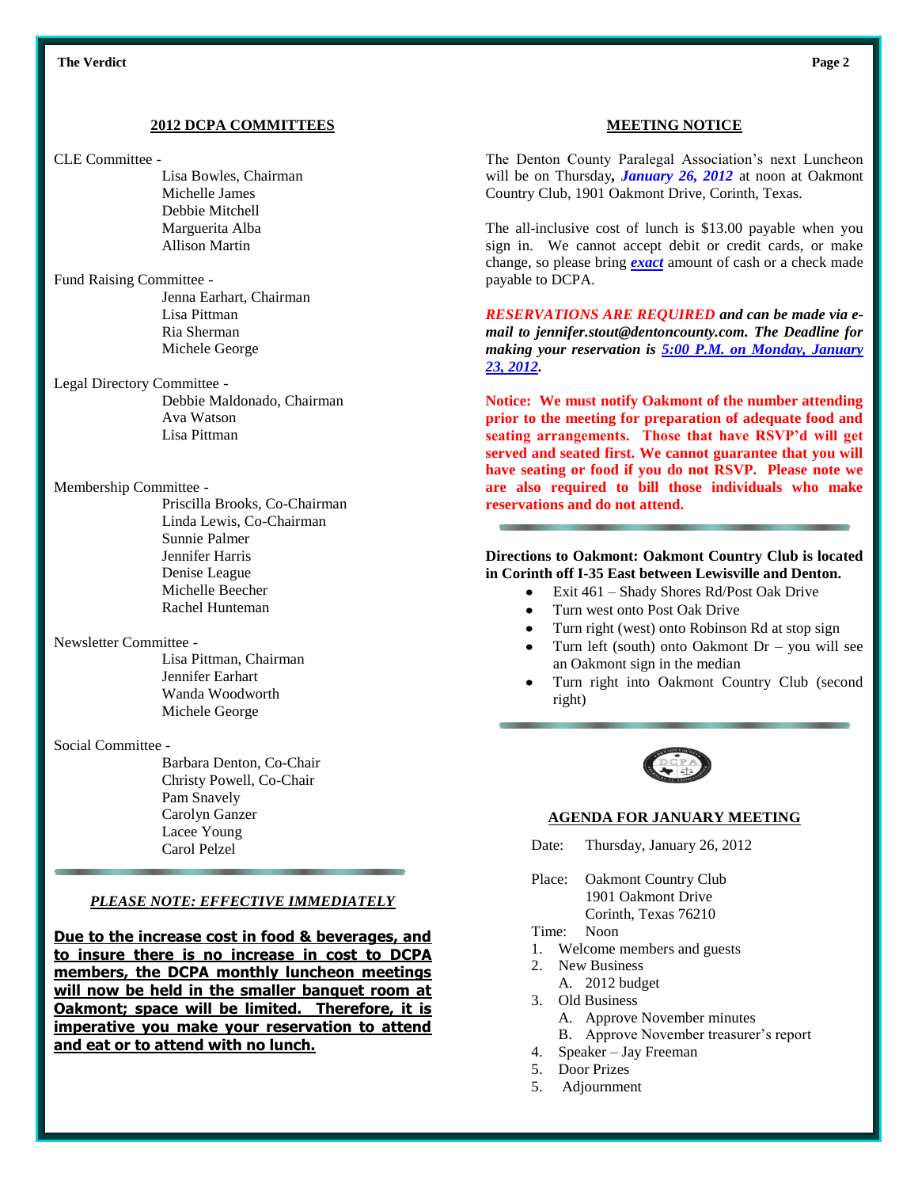## 2012 DCPA COMMITTEES

CLE Committee -
- Lisa Bowles, Chairman
- Michelle James
- Debbie Mitchell
- Marguerita Alba
- Allison Martin

Fund Raising Committee -
- Jenna Earhart, Chairman
- Lisa Pittman
- Ria Sherman
- Michele George

Legal Directory Committee -
- Debbie Maldonado, Chairman
- Ava Watson
- Lisa Pittman

Membership Committee -
- Priscilla Brooks, Co-Chairman
- Linda Lewis, Co-Chairman
- Sunnie Palmer
- Jennifer Harris
- Denise League
- Michelle Beecher
- Rachel Hunteman

Newsletter Committee -
- Lisa Pittman, Chairman
- Jennifer Earhart
- Wanda Woodworth
- Michele George

Social Committee -
- Barbara Denton, Co-Chair
- Christy Powell, Co-Chair
- Pam Snavely
- Carolyn Ganzer
- Lacee Young
- Carol Pelzel

***PLEASE NOTE: EFFECTIVE IMMEDIATELY***

**Due to the increase cost in food & beverages, and to insure there is no increase in cost to DCPA members, the DCPA monthly luncheon meetings will now be held in the smaller banquet room at Oakmont; space will be limited. Therefore, it is imperative you make your reservation to attend and eat or to attend with no lunch.**

## MEETING NOTICE

The Denton County Paralegal Association's next Luncheon will be on Thursday***, January 26, 2012*** at noon at Oakmont Country Club, 1901 Oakmont Drive, Corinth, Texas.

The all-inclusive cost of lunch is $13.00 payable when you sign in. We cannot accept debit or credit cards, or make change, so please bring ***exact*** amount of cash or a check made payable to DCPA.

***RESERVATIONS ARE REQUIRED and can be made via e-mail to jennifer.stout@dentoncounty.com. The Deadline for making your reservation is 5:00 P.M. on Monday, January 23, 2012.***

**Notice: We must notify Oakmont of the number attending prior to the meeting for preparation of adequate food and seating arrangements. Those that have RSVP'd will get served and seated first. We cannot guarantee that you will have seating or food if you do not RSVP. Please note we are also required to bill those individuals who make reservations and do not attend.**

**Directions to Oakmont: Oakmont Country Club is located in Corinth off I-35 East between Lewisville and Denton.**

- Exit 461 – Shady Shores Rd/Post Oak Drive
- Turn west onto Post Oak Drive
- Turn right (west) onto Robinson Rd at stop sign
- Turn left (south) onto Oakmont Dr – you will see an Oakmont sign in the median
- Turn right into Oakmont Country Club (second right)

## AGENDA FOR JANUARY MEETING

Date: Thursday, January 26, 2012

Place: Oakmont Country Club
1901 Oakmont Drive
Corinth, Texas 76210

Time: Noon

1. Welcome members and guests
2. New Business
   A. 2012 budget
3. Old Business
   A. Approve November minutes
   B. Approve November treasurer's report
4. Speaker – Jay Freeman
5. Door Prizes
5. Adjournment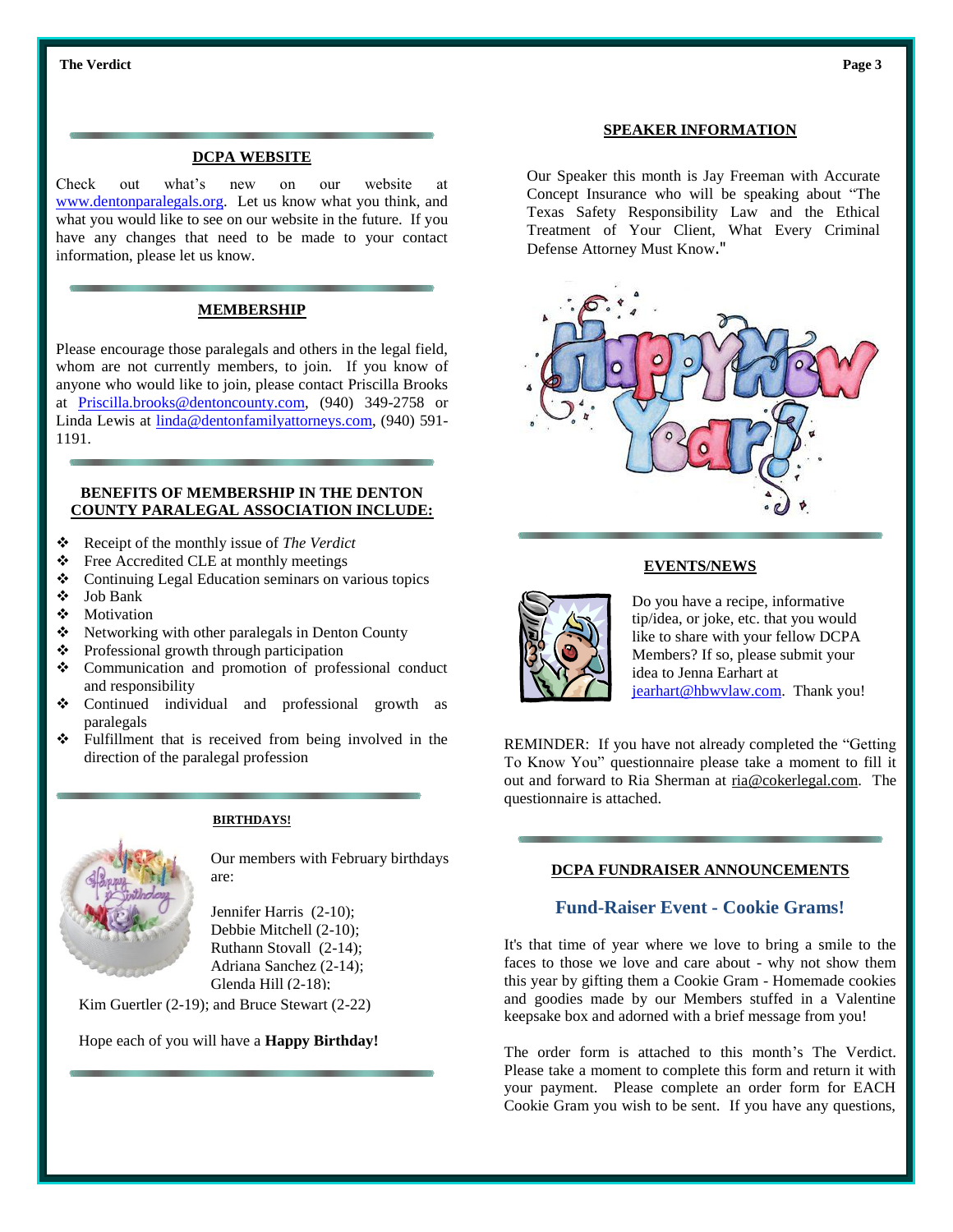## DCPA WEBSITE

Check out what's new on our website at www.dentonparalegals.org. Let us know what you think, and what you would like to see on our website in the future. If you have any changes that need to be made to your contact information, please let us know.

## MEMBERSHIP

Please encourage those paralegals and others in the legal field, whom are not currently members, to join. If you know of anyone who would like to join, please contact Priscilla Brooks at Priscilla.brooks@dentoncounty.com, (940) 349-2758 or Linda Lewis at linda@dentonfamilyattorneys.com, (940) 591-1191.

## BENEFITS OF MEMBERSHIP IN THE DENTON COUNTY PARALEGAL ASSOCIATION INCLUDE:

- Receipt of the monthly issue of *The Verdict*
- Free Accredited CLE at monthly meetings
- Continuing Legal Education seminars on various topics
- Job Bank
- Motivation
- Networking with other paralegals in Denton County
- Professional growth through participation
- Communication and promotion of professional conduct and responsibility
- Continued individual and professional growth as paralegals
- Fulfillment that is received from being involved in the direction of the paralegal profession

## BIRTHDAYS!

Our members with February birthdays are:

Jennifer Harris (2-10);
Debbie Mitchell (2-10);
Ruthann Stovall (2-14);
Adriana Sanchez (2-14);
Glenda Hill (2-18);
Kim Guertler (2-19); and Bruce Stewart (2-22)

Hope each of you will have a **Happy Birthday!**

## SPEAKER INFORMATION

Our Speaker this month is Jay Freeman with Accurate Concept Insurance who will be speaking about "The Texas Safety Responsibility Law and the Ethical Treatment of Your Client, What Every Criminal Defense Attorney Must Know."

## EVENTS/NEWS

Do you have a recipe, informative tip/idea, or joke, etc. that you would like to share with your fellow DCPA Members? If so, please submit your idea to Jenna Earhart at jearhart@hbwvlaw.com. Thank you!

REMINDER: If you have not already completed the "Getting To Know You" questionnaire please take a moment to fill it out and forward to Ria Sherman at ria@cokerlegal.com. The questionnaire is attached.

## DCPA FUNDRAISER ANNOUNCEMENTS

### Fund-Raiser Event - Cookie Grams!

It's that time of year where we love to bring a smile to the faces to those we love and care about - why not show them this year by gifting them a Cookie Gram - Homemade cookies and goodies made by our Members stuffed in a Valentine keepsake box and adorned with a brief message from you!

The order form is attached to this month's The Verdict. Please take a moment to complete this form and return it with your payment. Please complete an order form for EACH Cookie Gram you wish to be sent. If you have any questions,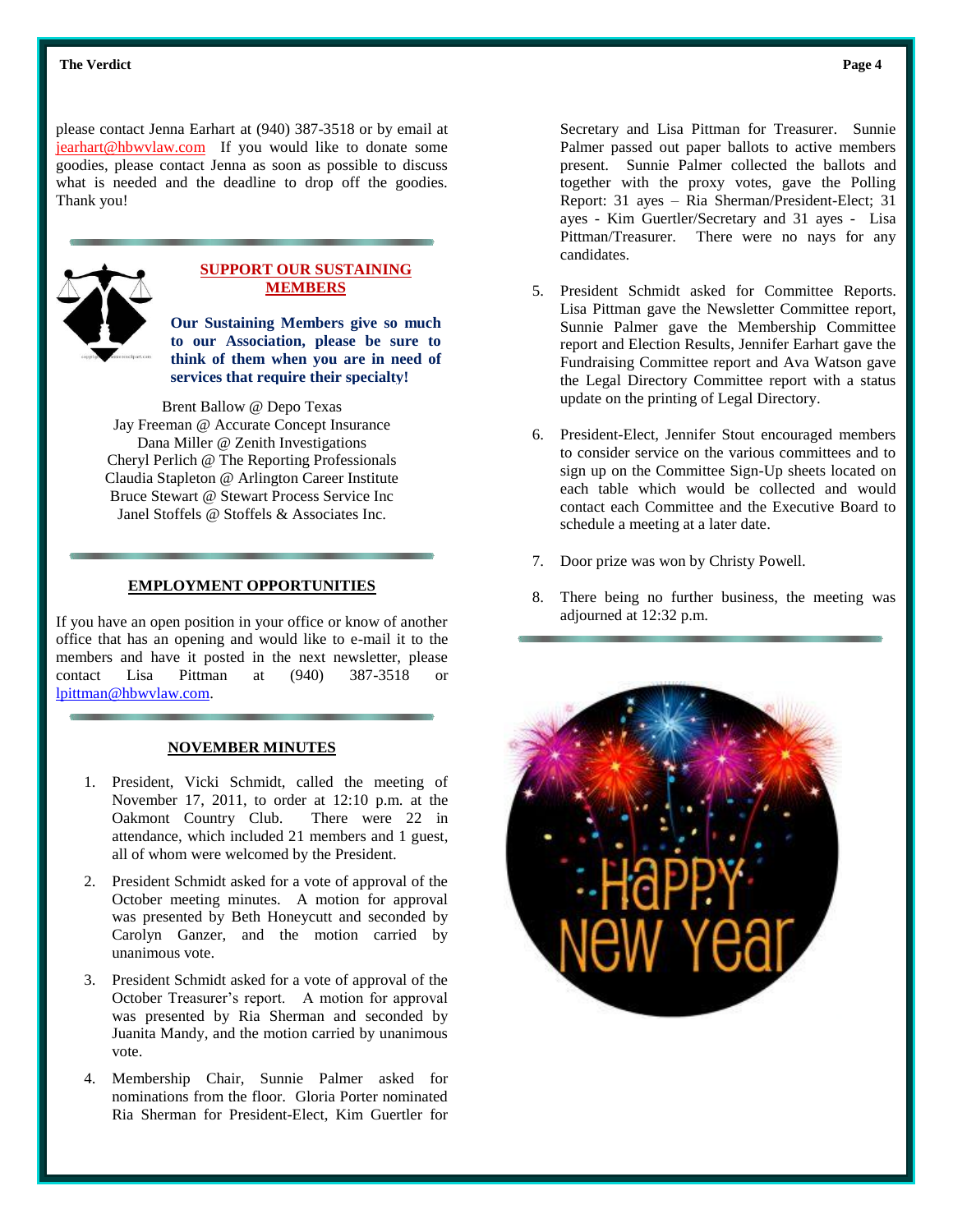please contact Jenna Earhart at (940) 387-3518 or by email at jearhart@hbwvlaw.com If you would like to donate some goodies, please contact Jenna as soon as possible to discuss what is needed and the deadline to drop off the goodies. Thank you!

## SUPPORT OUR SUSTAINING MEMBERS

**Our Sustaining Members give so much to our Association, please be sure to think of them when you are in need of services that require their specialty!**

Brent Ballow @ Depo Texas
Jay Freeman @ Accurate Concept Insurance
Dana Miller @ Zenith Investigations
Cheryl Perlich @ The Reporting Professionals
Claudia Stapleton @ Arlington Career Institute
Bruce Stewart @ Stewart Process Service Inc
Janel Stoffels @ Stoffels & Associates Inc.

## EMPLOYMENT OPPORTUNITIES

If you have an open position in your office or know of another office that has an opening and would like to e-mail it to the members and have it posted in the next newsletter, please contact Lisa Pittman at (940) 387-3518 or lpittman@hbwvlaw.com.

## NOVEMBER MINUTES

1. President, Vicki Schmidt, called the meeting of November 17, 2011, to order at 12:10 p.m. at the Oakmont Country Club. There were 22 in attendance, which included 21 members and 1 guest, all of whom were welcomed by the President.

2. President Schmidt asked for a vote of approval of the October meeting minutes. A motion for approval was presented by Beth Honeycutt and seconded by Carolyn Ganzer, and the motion carried by unanimous vote.

3. President Schmidt asked for a vote of approval of the October Treasurer's report. A motion for approval was presented by Ria Sherman and seconded by Juanita Mandy, and the motion carried by unanimous vote.

4. Membership Chair, Sunnie Palmer asked for nominations from the floor. Gloria Porter nominated Ria Sherman for President-Elect, Kim Guertler for Secretary and Lisa Pittman for Treasurer. Sunnie Palmer passed out paper ballots to active members present. Sunnie Palmer collected the ballots and together with the proxy votes, gave the Polling Report: 31 ayes – Ria Sherman/President-Elect; 31 ayes - Kim Guertler/Secretary and 31 ayes - Lisa Pittman/Treasurer. There were no nays for any candidates.

5. President Schmidt asked for Committee Reports. Lisa Pittman gave the Newsletter Committee report, Sunnie Palmer gave the Membership Committee report and Election Results, Jennifer Earhart gave the Fundraising Committee report and Ava Watson gave the Legal Directory Committee report with a status update on the printing of Legal Directory.

6. President-Elect, Jennifer Stout encouraged members to consider service on the various committees and to sign up on the Committee Sign-Up sheets located on each table which would be collected and would contact each Committee and the Executive Board to schedule a meeting at a later date.

7. Door prize was won by Christy Powell.

8. There being no further business, the meeting was adjourned at 12:32 p.m.

HaPPY New Year